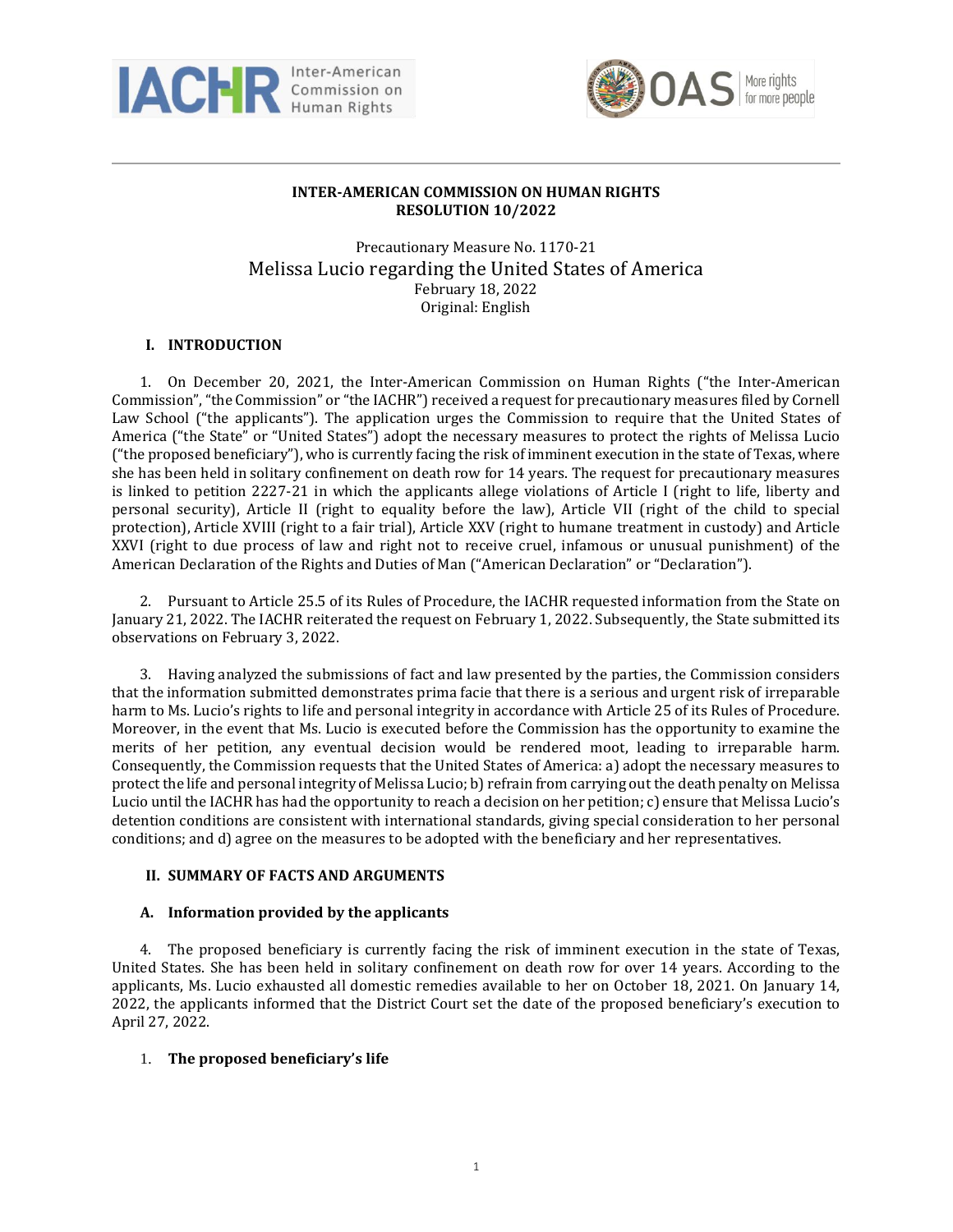**INTER-AMERICAN COMMISSION ON HUMAN RIGHTS**
**RESOLUTION 10/2022**

Precautionary Measure No. 1170-21
Melissa Lucio regarding the United States of America
February 18, 2022
Original: English

## I. INTRODUCTION

1. On December 20, 2021, the Inter-American Commission on Human Rights ("the Inter-American Commission", "the Commission" or "the IACHR") received a request for precautionary measures filed by Cornell Law School ("the applicants"). The application urges the Commission to require that the United States of America ("the State" or "United States") adopt the necessary measures to protect the rights of Melissa Lucio ("the proposed beneficiary"), who is currently facing the risk of imminent execution in the state of Texas, where she has been held in solitary confinement on death row for 14 years. The request for precautionary measures is linked to petition 2227-21 in which the applicants allege violations of Article I (right to life, liberty and personal security), Article II (right to equality before the law), Article VII (right of the child to special protection), Article XVIII (right to a fair trial), Article XXV (right to humane treatment in custody) and Article XXVI (right to due process of law and right not to receive cruel, infamous or unusual punishment) of the American Declaration of the Rights and Duties of Man ("American Declaration" or "Declaration").

2. Pursuant to Article 25.5 of its Rules of Procedure, the IACHR requested information from the State on January 21, 2022. The IACHR reiterated the request on February 1, 2022. Subsequently, the State submitted its observations on February 3, 2022.

3. Having analyzed the submissions of fact and law presented by the parties, the Commission considers that the information submitted demonstrates prima facie that there is a serious and urgent risk of irreparable harm to Ms. Lucio's rights to life and personal integrity in accordance with Article 25 of its Rules of Procedure. Moreover, in the event that Ms. Lucio is executed before the Commission has the opportunity to examine the merits of her petition, any eventual decision would be rendered moot, leading to irreparable harm. Consequently, the Commission requests that the United States of America: a) adopt the necessary measures to protect the life and personal integrity of Melissa Lucio; b) refrain from carrying out the death penalty on Melissa Lucio until the IACHR has had the opportunity to reach a decision on her petition; c) ensure that Melissa Lucio's detention conditions are consistent with international standards, giving special consideration to her personal conditions; and d) agree on the measures to be adopted with the beneficiary and her representatives.

## II. SUMMARY OF FACTS AND ARGUMENTS

### A. Information provided by the applicants

4. The proposed beneficiary is currently facing the risk of imminent execution in the state of Texas, United States. She has been held in solitary confinement on death row for over 14 years. According to the applicants, Ms. Lucio exhausted all domestic remedies available to her on October 18, 2021. On January 14, 2022, the applicants informed that the District Court set the date of the proposed beneficiary's execution to April 27, 2022.

1. **The proposed beneficiary's life**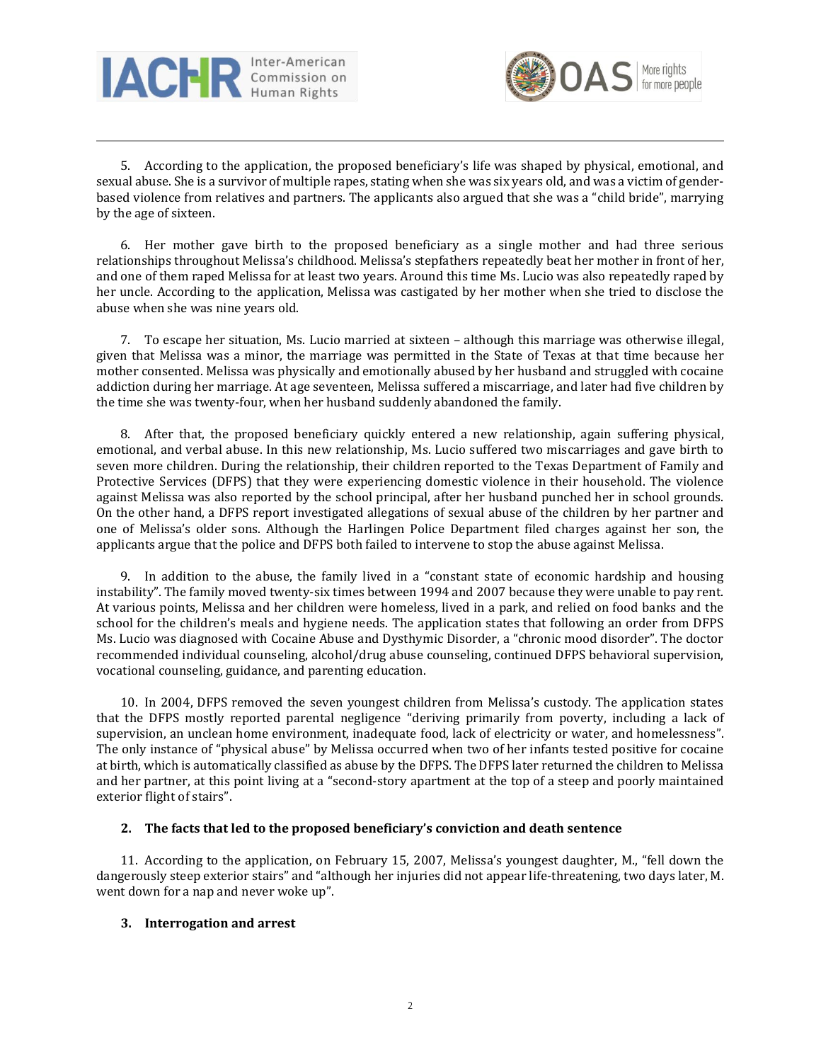5. According to the application, the proposed beneficiary's life was shaped by physical, emotional, and sexual abuse. She is a survivor of multiple rapes, stating when she was six years old, and was a victim of gender-based violence from relatives and partners. The applicants also argued that she was a "child bride", marrying by the age of sixteen.

6. Her mother gave birth to the proposed beneficiary as a single mother and had three serious relationships throughout Melissa's childhood. Melissa's stepfathers repeatedly beat her mother in front of her, and one of them raped Melissa for at least two years. Around this time Ms. Lucio was also repeatedly raped by her uncle. According to the application, Melissa was castigated by her mother when she tried to disclose the abuse when she was nine years old.

7. To escape her situation, Ms. Lucio married at sixteen – although this marriage was otherwise illegal, given that Melissa was a minor, the marriage was permitted in the State of Texas at that time because her mother consented. Melissa was physically and emotionally abused by her husband and struggled with cocaine addiction during her marriage. At age seventeen, Melissa suffered a miscarriage, and later had five children by the time she was twenty-four, when her husband suddenly abandoned the family.

8. After that, the proposed beneficiary quickly entered a new relationship, again suffering physical, emotional, and verbal abuse. In this new relationship, Ms. Lucio suffered two miscarriages and gave birth to seven more children. During the relationship, their children reported to the Texas Department of Family and Protective Services (DFPS) that they were experiencing domestic violence in their household. The violence against Melissa was also reported by the school principal, after her husband punched her in school grounds. On the other hand, a DFPS report investigated allegations of sexual abuse of the children by her partner and one of Melissa's older sons. Although the Harlingen Police Department filed charges against her son, the applicants argue that the police and DFPS both failed to intervene to stop the abuse against Melissa.

9. In addition to the abuse, the family lived in a "constant state of economic hardship and housing instability". The family moved twenty-six times between 1994 and 2007 because they were unable to pay rent. At various points, Melissa and her children were homeless, lived in a park, and relied on food banks and the school for the children's meals and hygiene needs. The application states that following an order from DFPS Ms. Lucio was diagnosed with Cocaine Abuse and Dysthymic Disorder, a "chronic mood disorder". The doctor recommended individual counseling, alcohol/drug abuse counseling, continued DFPS behavioral supervision, vocational counseling, guidance, and parenting education.

10. In 2004, DFPS removed the seven youngest children from Melissa's custody. The application states that the DFPS mostly reported parental negligence "deriving primarily from poverty, including a lack of supervision, an unclean home environment, inadequate food, lack of electricity or water, and homelessness". The only instance of "physical abuse" by Melissa occurred when two of her infants tested positive for cocaine at birth, which is automatically classified as abuse by the DFPS. The DFPS later returned the children to Melissa and her partner, at this point living at a "second-story apartment at the top of a steep and poorly maintained exterior flight of stairs".

### 2. The facts that led to the proposed beneficiary's conviction and death sentence

11. According to the application, on February 15, 2007, Melissa's youngest daughter, M., "fell down the dangerously steep exterior stairs" and "although her injuries did not appear life-threatening, two days later, M. went down for a nap and never woke up".

### 3. Interrogation and arrest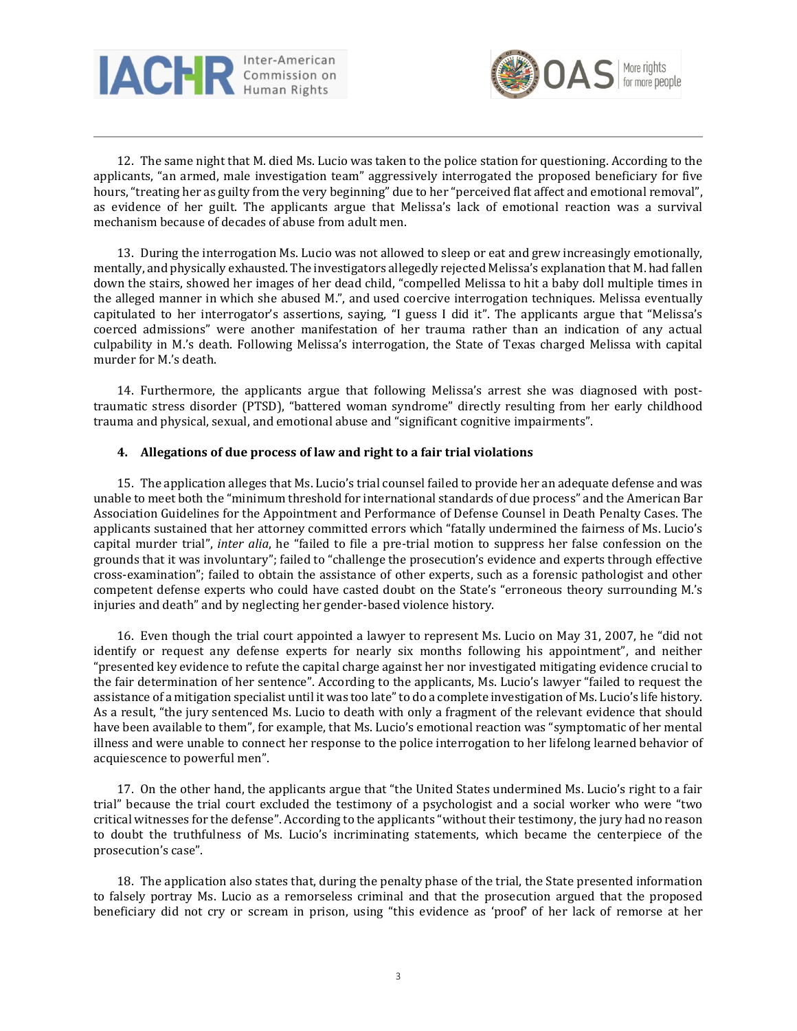12. The same night that M. died Ms. Lucio was taken to the police station for questioning. According to the applicants, "an armed, male investigation team" aggressively interrogated the proposed beneficiary for five hours, "treating her as guilty from the very beginning" due to her "perceived flat affect and emotional removal", as evidence of her guilt. The applicants argue that Melissa's lack of emotional reaction was a survival mechanism because of decades of abuse from adult men.

13. During the interrogation Ms. Lucio was not allowed to sleep or eat and grew increasingly emotionally, mentally, and physically exhausted. The investigators allegedly rejected Melissa's explanation that M. had fallen down the stairs, showed her images of her dead child, "compelled Melissa to hit a baby doll multiple times in the alleged manner in which she abused M.", and used coercive interrogation techniques. Melissa eventually capitulated to her interrogator's assertions, saying, "I guess I did it". The applicants argue that "Melissa's coerced admissions" were another manifestation of her trauma rather than an indication of any actual culpability in M.'s death. Following Melissa's interrogation, the State of Texas charged Melissa with capital murder for M.'s death.

14. Furthermore, the applicants argue that following Melissa's arrest she was diagnosed with post-traumatic stress disorder (PTSD), "battered woman syndrome" directly resulting from her early childhood trauma and physical, sexual, and emotional abuse and "significant cognitive impairments".

### 4. Allegations of due process of law and right to a fair trial violations

15. The application alleges that Ms. Lucio's trial counsel failed to provide her an adequate defense and was unable to meet both the "minimum threshold for international standards of due process" and the American Bar Association Guidelines for the Appointment and Performance of Defense Counsel in Death Penalty Cases. The applicants sustained that her attorney committed errors which "fatally undermined the fairness of Ms. Lucio's capital murder trial", *inter alia*, he "failed to file a pre-trial motion to suppress her false confession on the grounds that it was involuntary"; failed to "challenge the prosecution's evidence and experts through effective cross-examination"; failed to obtain the assistance of other experts, such as a forensic pathologist and other competent defense experts who could have casted doubt on the State's "erroneous theory surrounding M.'s injuries and death" and by neglecting her gender-based violence history.

16. Even though the trial court appointed a lawyer to represent Ms. Lucio on May 31, 2007, he "did not identify or request any defense experts for nearly six months following his appointment", and neither "presented key evidence to refute the capital charge against her nor investigated mitigating evidence crucial to the fair determination of her sentence". According to the applicants, Ms. Lucio's lawyer "failed to request the assistance of a mitigation specialist until it was too late" to do a complete investigation of Ms. Lucio's life history. As a result, "the jury sentenced Ms. Lucio to death with only a fragment of the relevant evidence that should have been available to them", for example, that Ms. Lucio's emotional reaction was "symptomatic of her mental illness and were unable to connect her response to the police interrogation to her lifelong learned behavior of acquiescence to powerful men".

17. On the other hand, the applicants argue that "the United States undermined Ms. Lucio's right to a fair trial" because the trial court excluded the testimony of a psychologist and a social worker who were "two critical witnesses for the defense". According to the applicants "without their testimony, the jury had no reason to doubt the truthfulness of Ms. Lucio's incriminating statements, which became the centerpiece of the prosecution's case".

18. The application also states that, during the penalty phase of the trial, the State presented information to falsely portray Ms. Lucio as a remorseless criminal and that the prosecution argued that the proposed beneficiary did not cry or scream in prison, using "this evidence as 'proof' of her lack of remorse at her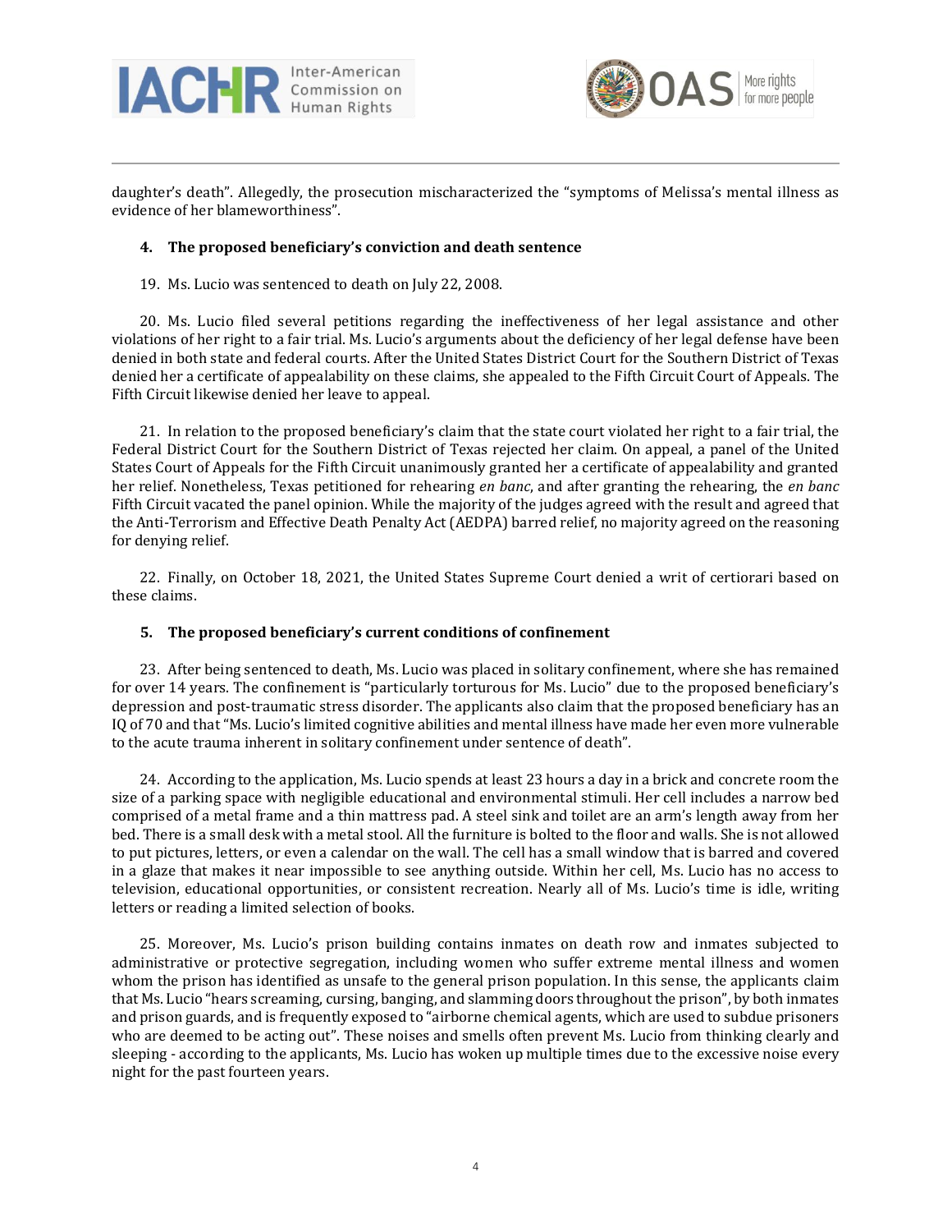daughter's death". Allegedly, the prosecution mischaracterized the "symptoms of Melissa's mental illness as evidence of her blameworthiness".

### 4. The proposed beneficiary's conviction and death sentence

19. Ms. Lucio was sentenced to death on July 22, 2008.

20. Ms. Lucio filed several petitions regarding the ineffectiveness of her legal assistance and other violations of her right to a fair trial. Ms. Lucio's arguments about the deficiency of her legal defense have been denied in both state and federal courts. After the United States District Court for the Southern District of Texas denied her a certificate of appealability on these claims, she appealed to the Fifth Circuit Court of Appeals. The Fifth Circuit likewise denied her leave to appeal.

21. In relation to the proposed beneficiary's claim that the state court violated her right to a fair trial, the Federal District Court for the Southern District of Texas rejected her claim. On appeal, a panel of the United States Court of Appeals for the Fifth Circuit unanimously granted her a certificate of appealability and granted her relief. Nonetheless, Texas petitioned for rehearing *en banc*, and after granting the rehearing, the *en banc* Fifth Circuit vacated the panel opinion. While the majority of the judges agreed with the result and agreed that the Anti-Terrorism and Effective Death Penalty Act (AEDPA) barred relief, no majority agreed on the reasoning for denying relief.

22. Finally, on October 18, 2021, the United States Supreme Court denied a writ of certiorari based on these claims.

### 5. The proposed beneficiary's current conditions of confinement

23. After being sentenced to death, Ms. Lucio was placed in solitary confinement, where she has remained for over 14 years. The confinement is "particularly torturous for Ms. Lucio" due to the proposed beneficiary's depression and post-traumatic stress disorder. The applicants also claim that the proposed beneficiary has an IQ of 70 and that "Ms. Lucio's limited cognitive abilities and mental illness have made her even more vulnerable to the acute trauma inherent in solitary confinement under sentence of death".

24. According to the application, Ms. Lucio spends at least 23 hours a day in a brick and concrete room the size of a parking space with negligible educational and environmental stimuli. Her cell includes a narrow bed comprised of a metal frame and a thin mattress pad. A steel sink and toilet are an arm's length away from her bed. There is a small desk with a metal stool. All the furniture is bolted to the floor and walls. She is not allowed to put pictures, letters, or even a calendar on the wall. The cell has a small window that is barred and covered in a glaze that makes it near impossible to see anything outside. Within her cell, Ms. Lucio has no access to television, educational opportunities, or consistent recreation. Nearly all of Ms. Lucio's time is idle, writing letters or reading a limited selection of books.

25. Moreover, Ms. Lucio's prison building contains inmates on death row and inmates subjected to administrative or protective segregation, including women who suffer extreme mental illness and women whom the prison has identified as unsafe to the general prison population. In this sense, the applicants claim that Ms. Lucio "hears screaming, cursing, banging, and slamming doors throughout the prison", by both inmates and prison guards, and is frequently exposed to "airborne chemical agents, which are used to subdue prisoners who are deemed to be acting out". These noises and smells often prevent Ms. Lucio from thinking clearly and sleeping - according to the applicants, Ms. Lucio has woken up multiple times due to the excessive noise every night for the past fourteen years.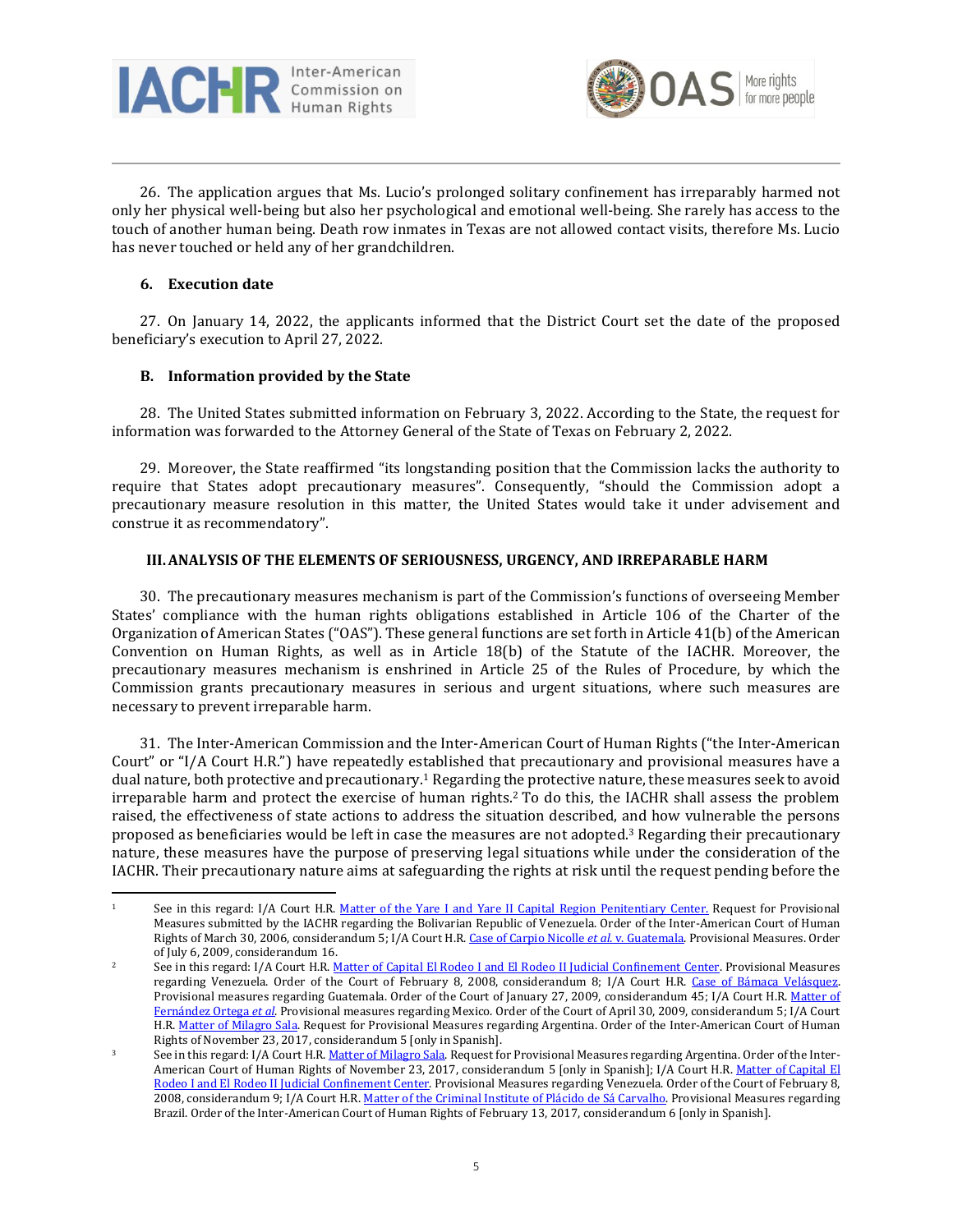26. The application argues that Ms. Lucio's prolonged solitary confinement has irreparably harmed not only her physical well-being but also her psychological and emotional well-being. She rarely has access to the touch of another human being. Death row inmates in Texas are not allowed contact visits, therefore Ms. Lucio has never touched or held any of her grandchildren.

### 6. Execution date

27. On January 14, 2022, the applicants informed that the District Court set the date of the proposed beneficiary's execution to April 27, 2022.

### B. Information provided by the State

28. The United States submitted information on February 3, 2022. According to the State, the request for information was forwarded to the Attorney General of the State of Texas on February 2, 2022.

29. Moreover, the State reaffirmed "its longstanding position that the Commission lacks the authority to require that States adopt precautionary measures". Consequently, "should the Commission adopt a precautionary measure resolution in this matter, the United States would take it under advisement and construe it as recommendatory".

## III. ANALYSIS OF THE ELEMENTS OF SERIOUSNESS, URGENCY, AND IRREPARABLE HARM

30. The precautionary measures mechanism is part of the Commission's functions of overseeing Member States' compliance with the human rights obligations established in Article 106 of the Charter of the Organization of American States ("OAS"). These general functions are set forth in Article 41(b) of the American Convention on Human Rights, as well as in Article 18(b) of the Statute of the IACHR. Moreover, the precautionary measures mechanism is enshrined in Article 25 of the Rules of Procedure, by which the Commission grants precautionary measures in serious and urgent situations, where such measures are necessary to prevent irreparable harm.

31. The Inter-American Commission and the Inter-American Court of Human Rights ("the Inter-American Court" or "I/A Court H.R.") have repeatedly established that precautionary and provisional measures have a dual nature, both protective and precautionary.[1] Regarding the protective nature, these measures seek to avoid irreparable harm and protect the exercise of human rights.[2] To do this, the IACHR shall assess the problem raised, the effectiveness of state actions to address the situation described, and how vulnerable the persons proposed as beneficiaries would be left in case the measures are not adopted.[3] Regarding their precautionary nature, these measures have the purpose of preserving legal situations while under the consideration of the IACHR. Their precautionary nature aims at safeguarding the rights at risk until the request pending before the

---

[1] See in this regard: I/A Court H.R. Matter of the Yare I and Yare II Capital Region Penitentiary Center. Request for Provisional Measures submitted by the IACHR regarding the Bolivarian Republic of Venezuela. Order of the Inter-American Court of Human Rights of March 30, 2006, considerandum 5; I/A Court H.R. Case of Carpio Nicolle *et al.* v. Guatemala. Provisional Measures. Order of July 6, 2009, considerandum 16.

[2] See in this regard: I/A Court H.R. Matter of Capital El Rodeo I and El Rodeo II Judicial Confinement Center. Provisional Measures regarding Venezuela. Order of the Court of February 8, 2008, considerandum 8; I/A Court H.R. Case of Bámaca Velásquez. Provisional measures regarding Guatemala. Order of the Court of January 27, 2009, considerandum 45; I/A Court H.R. Matter of Fernández Ortega *et al.* Provisional measures regarding Mexico. Order of the Court of April 30, 2009, considerandum 5; I/A Court H.R. Matter of Milagro Sala. Request for Provisional Measures regarding Argentina. Order of the Inter-American Court of Human Rights of November 23, 2017, considerandum 5 [only in Spanish].

[3] See in this regard: I/A Court H.R. Matter of Milagro Sala. Request for Provisional Measures regarding Argentina. Order of the Inter-American Court of Human Rights of November 23, 2017, considerandum 5 [only in Spanish]; I/A Court H.R. Matter of Capital El Rodeo I and El Rodeo II Judicial Confinement Center. Provisional Measures regarding Venezuela. Order of the Court of February 8, 2008, considerandum 9; I/A Court H.R. Matter of the Criminal Institute of Plácido de Sá Carvalho. Provisional Measures regarding Brazil. Order of the Inter-American Court of Human Rights of February 13, 2017, considerandum 6 [only in Spanish].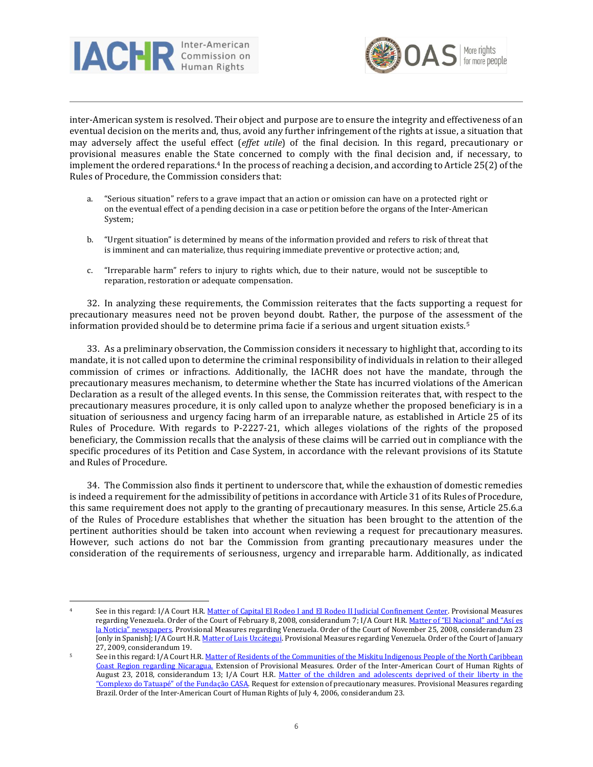inter-American system is resolved. Their object and purpose are to ensure the integrity and effectiveness of an eventual decision on the merits and, thus, avoid any further infringement of the rights at issue, a situation that may adversely affect the useful effect (*effet utile*) of the final decision. In this regard, precautionary or provisional measures enable the State concerned to comply with the final decision and, if necessary, to implement the ordered reparations.[4] In the process of reaching a decision, and according to Article 25(2) of the Rules of Procedure, the Commission considers that:

a. "Serious situation" refers to a grave impact that an action or omission can have on a protected right or on the eventual effect of a pending decision in a case or petition before the organs of the Inter-American System;

b. "Urgent situation" is determined by means of the information provided and refers to risk of threat that is imminent and can materialize, thus requiring immediate preventive or protective action; and,

c. "Irreparable harm" refers to injury to rights which, due to their nature, would not be susceptible to reparation, restoration or adequate compensation.

32. In analyzing these requirements, the Commission reiterates that the facts supporting a request for precautionary measures need not be proven beyond doubt. Rather, the purpose of the assessment of the information provided should be to determine prima facie if a serious and urgent situation exists.[5]

33. As a preliminary observation, the Commission considers it necessary to highlight that, according to its mandate, it is not called upon to determine the criminal responsibility of individuals in relation to their alleged commission of crimes or infractions. Additionally, the IACHR does not have the mandate, through the precautionary measures mechanism, to determine whether the State has incurred violations of the American Declaration as a result of the alleged events. In this sense, the Commission reiterates that, with respect to the precautionary measures procedure, it is only called upon to analyze whether the proposed beneficiary is in a situation of seriousness and urgency facing harm of an irreparable nature, as established in Article 25 of its Rules of Procedure. With regards to P-2227-21, which alleges violations of the rights of the proposed beneficiary, the Commission recalls that the analysis of these claims will be carried out in compliance with the specific procedures of its Petition and Case System, in accordance with the relevant provisions of its Statute and Rules of Procedure.

34. The Commission also finds it pertinent to underscore that, while the exhaustion of domestic remedies is indeed a requirement for the admissibility of petitions in accordance with Article 31 of its Rules of Procedure, this same requirement does not apply to the granting of precautionary measures. In this sense, Article 25.6.a of the Rules of Procedure establishes that whether the situation has been brought to the attention of the pertinent authorities should be taken into account when reviewing a request for precautionary measures. However, such actions do not bar the Commission from granting precautionary measures under the consideration of the requirements of seriousness, urgency and irreparable harm. Additionally, as indicated

---

[4] See in this regard: I/A Court H.R. Matter of Capital El Rodeo I and El Rodeo II Judicial Confinement Center. Provisional Measures regarding Venezuela. Order of the Court of February 8, 2008, considerandum 7; I/A Court H.R. Matter of "El Nacional" and "Así es la Noticia" newspapers. Provisional Measures regarding Venezuela. Order of the Court of November 25, 2008, considerandum 23 [only in Spanish]; I/A Court H.R. Matter of Luis Uzcátegui. Provisional Measures regarding Venezuela. Order of the Court of January 27, 2009, considerandum 19.

[5] See in this regard: I/A Court H.R. Matter of Residents of the Communities of the Miskitu Indigenous People of the North Caribbean Coast Region regarding Nicaragua. Extension of Provisional Measures. Order of the Inter-American Court of Human Rights of August 23, 2018, considerandum 13; I/A Court H.R. Matter of the children and adolescents deprived of their liberty in the "Complexo do Tatuapé" of the Fundação CASA. Request for extension of precautionary measures. Provisional Measures regarding Brazil. Order of the Inter-American Court of Human Rights of July 4, 2006, considerandum 23.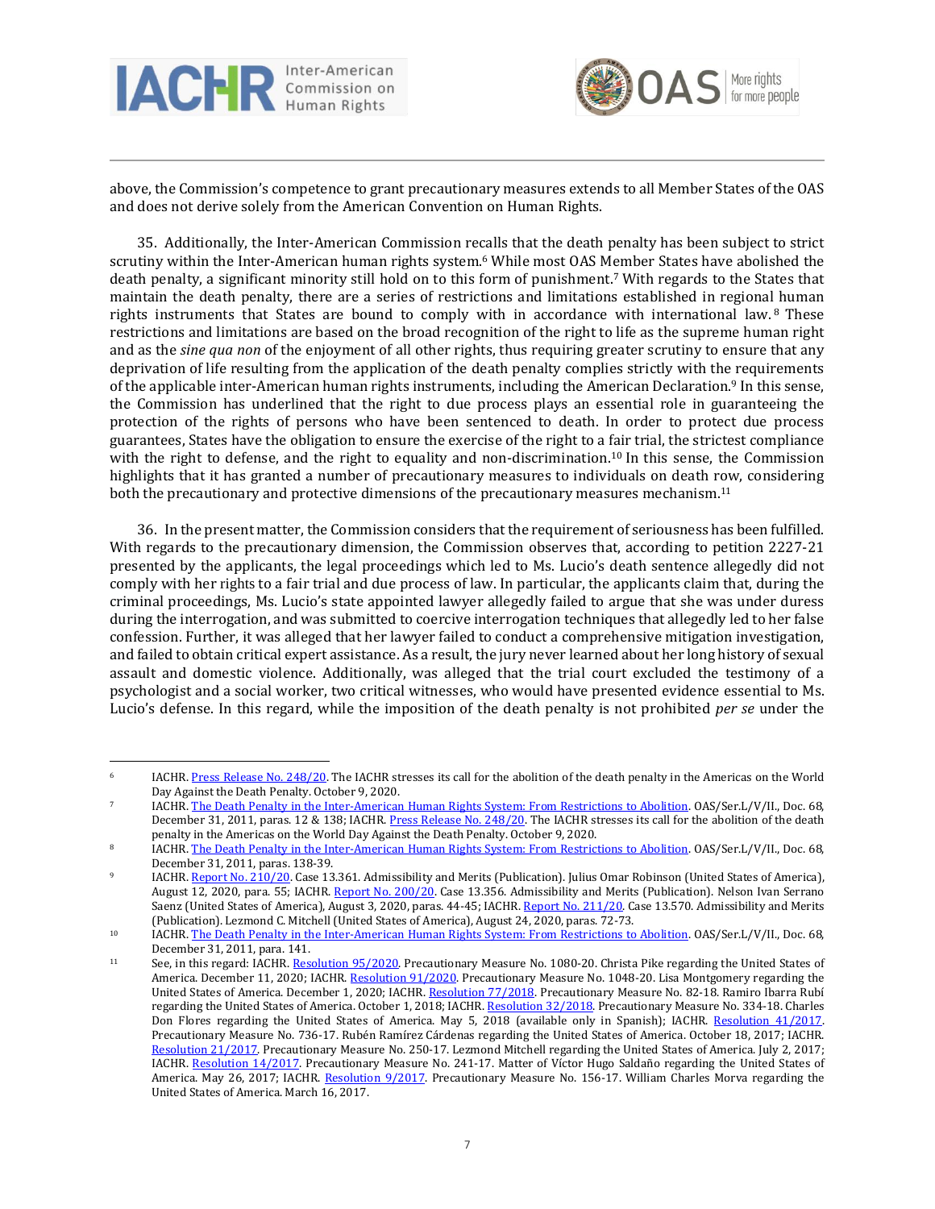above, the Commission's competence to grant precautionary measures extends to all Member States of the OAS and does not derive solely from the American Convention on Human Rights.

35. Additionally, the Inter-American Commission recalls that the death penalty has been subject to strict scrutiny within the Inter-American human rights system.[6] While most OAS Member States have abolished the death penalty, a significant minority still hold on to this form of punishment.[7] With regards to the States that maintain the death penalty, there are a series of restrictions and limitations established in regional human rights instruments that States are bound to comply with in accordance with international law.[8] These restrictions and limitations are based on the broad recognition of the right to life as the supreme human right and as the *sine qua non* of the enjoyment of all other rights, thus requiring greater scrutiny to ensure that any deprivation of life resulting from the application of the death penalty complies strictly with the requirements of the applicable inter-American human rights instruments, including the American Declaration.[9] In this sense, the Commission has underlined that the right to due process plays an essential role in guaranteeing the protection of the rights of persons who have been sentenced to death. In order to protect due process guarantees, States have the obligation to ensure the exercise of the right to a fair trial, the strictest compliance with the right to defense, and the right to equality and non-discrimination.[10] In this sense, the Commission highlights that it has granted a number of precautionary measures to individuals on death row, considering both the precautionary and protective dimensions of the precautionary measures mechanism.[11]

36. In the present matter, the Commission considers that the requirement of seriousness has been fulfilled. With regards to the precautionary dimension, the Commission observes that, according to petition 2227-21 presented by the applicants, the legal proceedings which led to Ms. Lucio's death sentence allegedly did not comply with her rights to a fair trial and due process of law. In particular, the applicants claim that, during the criminal proceedings, Ms. Lucio's state appointed lawyer allegedly failed to argue that she was under duress during the interrogation, and was submitted to coercive interrogation techniques that allegedly led to her false confession. Further, it was alleged that her lawyer failed to conduct a comprehensive mitigation investigation, and failed to obtain critical expert assistance. As a result, the jury never learned about her long history of sexual assault and domestic violence. Additionally, was alleged that the trial court excluded the testimony of a psychologist and a social worker, two critical witnesses, who would have presented evidence essential to Ms. Lucio's defense. In this regard, while the imposition of the death penalty is not prohibited *per se* under the

---

[6] IACHR. Press Release No. 248/20. The IACHR stresses its call for the abolition of the death penalty in the Americas on the World Day Against the Death Penalty. October 9, 2020.

[7] IACHR. The Death Penalty in the Inter-American Human Rights System: From Restrictions to Abolition. OAS/Ser.L/V/II., Doc. 68, December 31, 2011, paras. 12 & 138; IACHR. Press Release No. 248/20. The IACHR stresses its call for the abolition of the death penalty in the Americas on the World Day Against the Death Penalty. October 9, 2020.

[8] IACHR. The Death Penalty in the Inter-American Human Rights System: From Restrictions to Abolition. OAS/Ser.L/V/II., Doc. 68, December 31, 2011, paras. 138-39.

[9] IACHR. Report No. 210/20. Case 13.361. Admissibility and Merits (Publication). Julius Omar Robinson (United States of America), August 12, 2020, para. 55; IACHR. Report No. 200/20. Case 13.356. Admissibility and Merits (Publication). Nelson Ivan Serrano Saenz (United States of America), August 3, 2020, paras. 44-45; IACHR. Report No. 211/20. Case 13.570. Admissibility and Merits (Publication). Lezmond C. Mitchell (United States of America), August 24, 2020, paras. 72-73.

[10] IACHR. The Death Penalty in the Inter-American Human Rights System: From Restrictions to Abolition. OAS/Ser.L/V/II., Doc. 68, December 31, 2011, para. 141.

[11] See, in this regard: IACHR. Resolution 95/2020. Precautionary Measure No. 1080-20. Christa Pike regarding the United States of America. December 11, 2020; IACHR. Resolution 91/2020. Precautionary Measure No. 1048-20. Lisa Montgomery regarding the United States of America. December 1, 2020; IACHR. Resolution 77/2018. Precautionary Measure No. 82-18. Ramiro Ibarra Rubí regarding the United States of America. October 1, 2018; IACHR. Resolution 32/2018. Precautionary Measure No. 334-18. Charles Don Flores regarding the United States of America. May 5, 2018 (available only in Spanish); IACHR. Resolution 41/2017. Precautionary Measure No. 736-17. Rubén Ramírez Cárdenas regarding the United States of America. October 18, 2017; IACHR. Resolution 21/2017. Precautionary Measure No. 250-17. Lezmond Mitchell regarding the United States of America. July 2, 2017; IACHR. Resolution 14/2017. Precautionary Measure No. 241-17. Matter of Víctor Hugo Saldaño regarding the United States of America. May 26, 2017; IACHR. Resolution 9/2017. Precautionary Measure No. 156-17. William Charles Morva regarding the United States of America. March 16, 2017.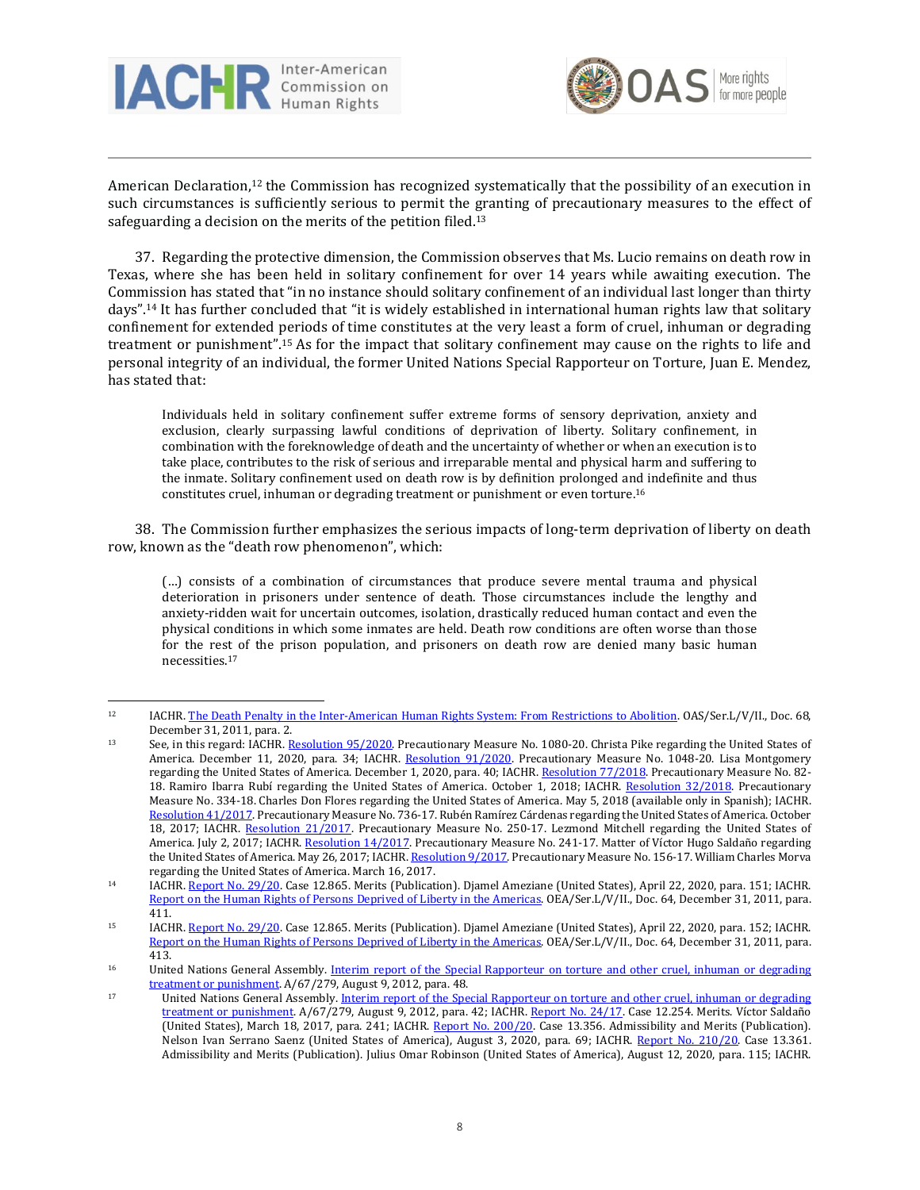American Declaration,[12] the Commission has recognized systematically that the possibility of an execution in such circumstances is sufficiently serious to permit the granting of precautionary measures to the effect of safeguarding a decision on the merits of the petition filed.[13]

37. Regarding the protective dimension, the Commission observes that Ms. Lucio remains on death row in Texas, where she has been held in solitary confinement for over 14 years while awaiting execution. The Commission has stated that "in no instance should solitary confinement of an individual last longer than thirty days".[14] It has further concluded that "it is widely established in international human rights law that solitary confinement for extended periods of time constitutes at the very least a form of cruel, inhuman or degrading treatment or punishment".[15] As for the impact that solitary confinement may cause on the rights to life and personal integrity of an individual, the former United Nations Special Rapporteur on Torture, Juan E. Mendez, has stated that:

> Individuals held in solitary confinement suffer extreme forms of sensory deprivation, anxiety and exclusion, clearly surpassing lawful conditions of deprivation of liberty. Solitary confinement, in combination with the foreknowledge of death and the uncertainty of whether or when an execution is to take place, contributes to the risk of serious and irreparable mental and physical harm and suffering to the inmate. Solitary confinement used on death row is by definition prolonged and indefinite and thus constitutes cruel, inhuman or degrading treatment or punishment or even torture.[16]

38. The Commission further emphasizes the serious impacts of long-term deprivation of liberty on death row, known as the "death row phenomenon", which:

> (…) consists of a combination of circumstances that produce severe mental trauma and physical deterioration in prisoners under sentence of death. Those circumstances include the lengthy and anxiety-ridden wait for uncertain outcomes, isolation, drastically reduced human contact and even the physical conditions in which some inmates are held. Death row conditions are often worse than those for the rest of the prison population, and prisoners on death row are denied many basic human necessities.[17]

---

[12] IACHR. The Death Penalty in the Inter-American Human Rights System: From Restrictions to Abolition. OAS/Ser.L/V/II., Doc. 68, December 31, 2011, para. 2.

[13] See, in this regard: IACHR. Resolution 95/2020. Precautionary Measure No. 1080-20. Christa Pike regarding the United States of America. December 11, 2020, para. 34; IACHR. Resolution 91/2020. Precautionary Measure No. 1048-20. Lisa Montgomery regarding the United States of America. December 1, 2020, para. 40; IACHR. Resolution 77/2018. Precautionary Measure No. 82-18. Ramiro Ibarra Rubí regarding the United States of America. October 1, 2018; IACHR. Resolution 32/2018. Precautionary Measure No. 334-18. Charles Don Flores regarding the United States of America. May 5, 2018 (available only in Spanish); IACHR. Resolution 41/2017. Precautionary Measure No. 736-17. Rubén Ramírez Cárdenas regarding the United States of America. October 18, 2017; IACHR. Resolution 21/2017. Precautionary Measure No. 250-17. Lezmond Mitchell regarding the United States of America. July 2, 2017; IACHR. Resolution 14/2017. Precautionary Measure No. 241-17. Matter of Víctor Hugo Saldaño regarding the United States of America. May 26, 2017; IACHR. Resolution 9/2017. Precautionary Measure No. 156-17. William Charles Morva regarding the United States of America. March 16, 2017.

[14] IACHR. Report No. 29/20. Case 12.865. Merits (Publication). Djamel Ameziane (United States), April 22, 2020, para. 151; IACHR. Report on the Human Rights of Persons Deprived of Liberty in the Americas. OEA/Ser.L/V/II., Doc. 64, December 31, 2011, para. 411.

[15] IACHR. Report No. 29/20. Case 12.865. Merits (Publication). Djamel Ameziane (United States), April 22, 2020, para. 152; IACHR. Report on the Human Rights of Persons Deprived of Liberty in the Americas. OEA/Ser.L/V/II., Doc. 64, December 31, 2011, para. 413.

[16] United Nations General Assembly. Interim report of the Special Rapporteur on torture and other cruel, inhuman or degrading treatment or punishment. A/67/279, August 9, 2012, para. 48.

[17] United Nations General Assembly. Interim report of the Special Rapporteur on torture and other cruel, inhuman or degrading treatment or punishment. A/67/279, August 9, 2012, para. 42; IACHR. Report No. 24/17. Case 12.254. Merits. Víctor Saldaño (United States), March 18, 2017, para. 241; IACHR. Report No. 200/20. Case 13.356. Admissibility and Merits (Publication). Nelson Ivan Serrano Saenz (United States of America), August 3, 2020, para. 69; IACHR. Report No. 210/20. Case 13.361. Admissibility and Merits (Publication). Julius Omar Robinson (United States of America), August 12, 2020, para. 115; IACHR.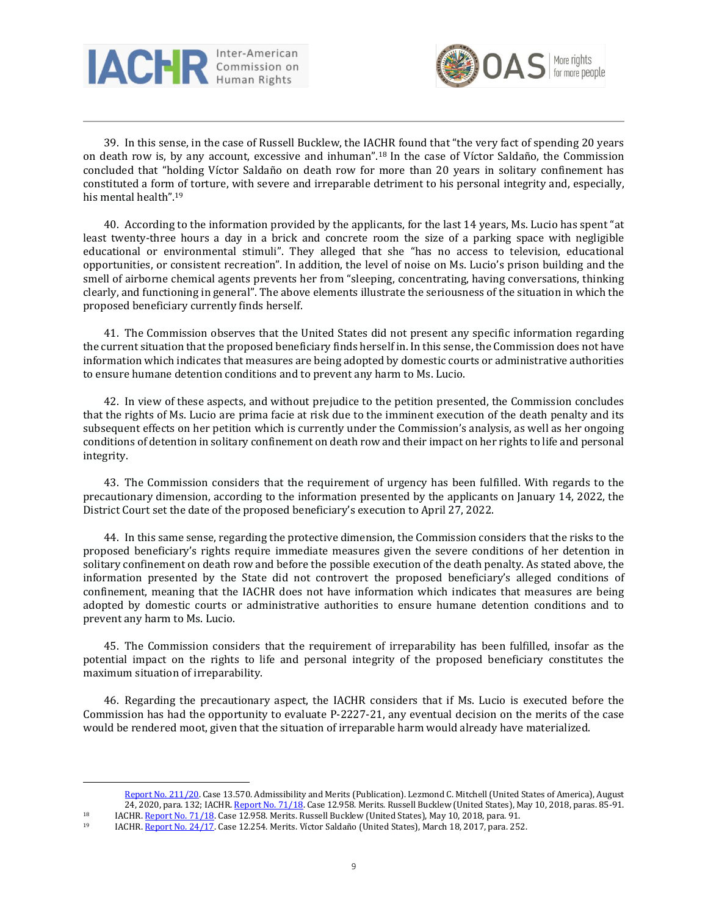39. In this sense, in the case of Russell Bucklew, the IACHR found that "the very fact of spending 20 years on death row is, by any account, excessive and inhuman".[18] In the case of Víctor Saldaño, the Commission concluded that "holding Víctor Saldaño on death row for more than 20 years in solitary confinement has constituted a form of torture, with severe and irreparable detriment to his personal integrity and, especially, his mental health".[19]

40. According to the information provided by the applicants, for the last 14 years, Ms. Lucio has spent "at least twenty-three hours a day in a brick and concrete room the size of a parking space with negligible educational or environmental stimuli". They alleged that she "has no access to television, educational opportunities, or consistent recreation". In addition, the level of noise on Ms. Lucio's prison building and the smell of airborne chemical agents prevents her from "sleeping, concentrating, having conversations, thinking clearly, and functioning in general". The above elements illustrate the seriousness of the situation in which the proposed beneficiary currently finds herself.

41. The Commission observes that the United States did not present any specific information regarding the current situation that the proposed beneficiary finds herself in. In this sense, the Commission does not have information which indicates that measures are being adopted by domestic courts or administrative authorities to ensure humane detention conditions and to prevent any harm to Ms. Lucio.

42. In view of these aspects, and without prejudice to the petition presented, the Commission concludes that the rights of Ms. Lucio are prima facie at risk due to the imminent execution of the death penalty and its subsequent effects on her petition which is currently under the Commission's analysis, as well as her ongoing conditions of detention in solitary confinement on death row and their impact on her rights to life and personal integrity.

43. The Commission considers that the requirement of urgency has been fulfilled. With regards to the precautionary dimension, according to the information presented by the applicants on January 14, 2022, the District Court set the date of the proposed beneficiary's execution to April 27, 2022.

44. In this same sense, regarding the protective dimension, the Commission considers that the risks to the proposed beneficiary's rights require immediate measures given the severe conditions of her detention in solitary confinement on death row and before the possible execution of the death penalty. As stated above, the information presented by the State did not controvert the proposed beneficiary's alleged conditions of confinement, meaning that the IACHR does not have information which indicates that measures are being adopted by domestic courts or administrative authorities to ensure humane detention conditions and to prevent any harm to Ms. Lucio.

45. The Commission considers that the requirement of irreparability has been fulfilled, insofar as the potential impact on the rights to life and personal integrity of the proposed beneficiary constitutes the maximum situation of irreparability.

46. Regarding the precautionary aspect, the IACHR considers that if Ms. Lucio is executed before the Commission has had the opportunity to evaluate P-2227-21, any eventual decision on the merits of the case would be rendered moot, given that the situation of irreparable harm would already have materialized.

---

Report No. 211/20. Case 13.570. Admissibility and Merits (Publication). Lezmond C. Mitchell (United States of America), August 24, 2020, para. 132; IACHR. Report No. 71/18. Case 12.958. Merits. Russell Bucklew (United States), May 10, 2018, paras. 85-91.

[18] IACHR. Report No. 71/18. Case 12.958. Merits. Russell Bucklew (United States), May 10, 2018, para. 91.

[19] IACHR. Report No. 24/17. Case 12.254. Merits. Víctor Saldaño (United States), March 18, 2017, para. 252.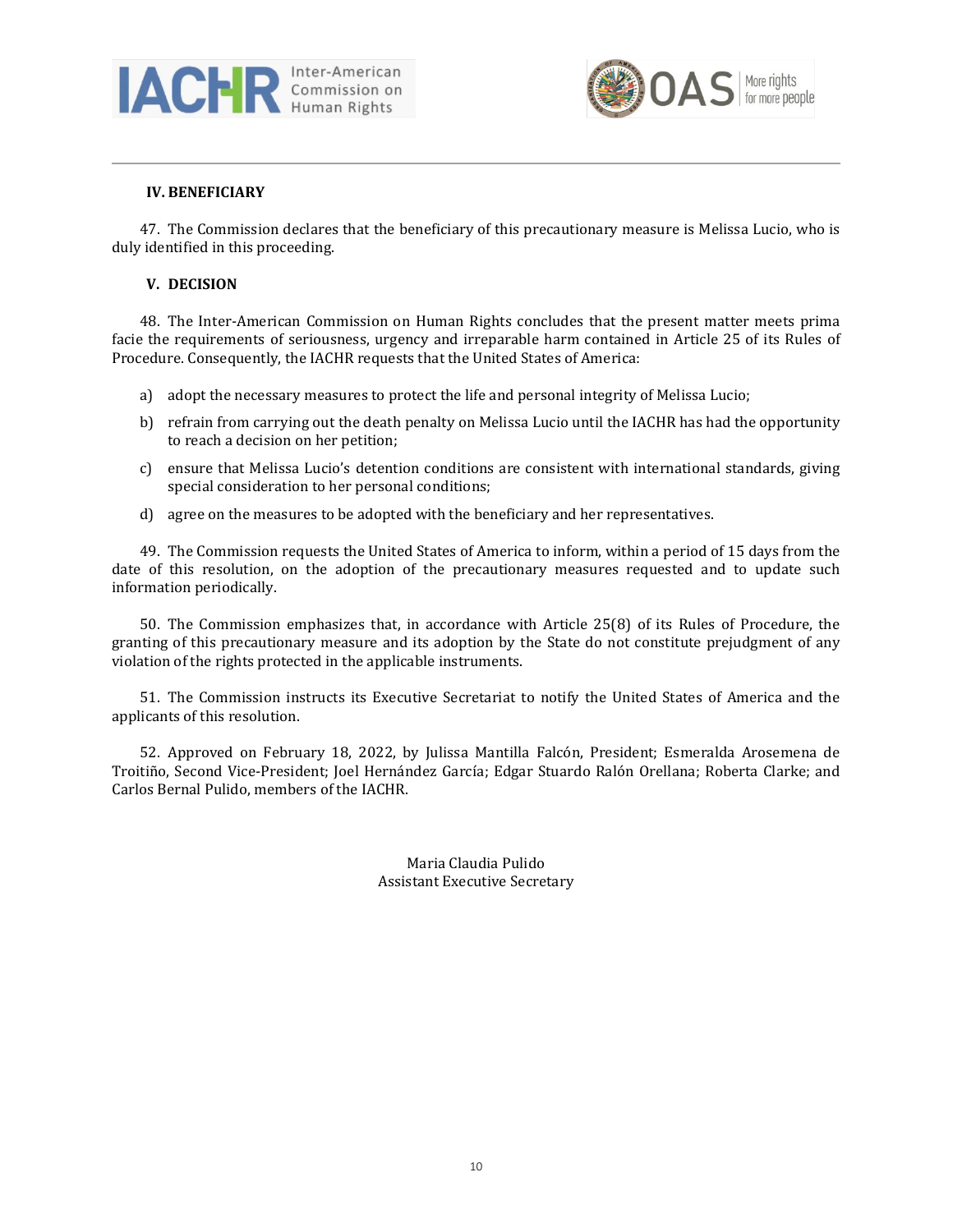## IV. BENEFICIARY

47. The Commission declares that the beneficiary of this precautionary measure is Melissa Lucio, who is duly identified in this proceeding.

## V. DECISION

48. The Inter-American Commission on Human Rights concludes that the present matter meets prima facie the requirements of seriousness, urgency and irreparable harm contained in Article 25 of its Rules of Procedure. Consequently, the IACHR requests that the United States of America:

a) adopt the necessary measures to protect the life and personal integrity of Melissa Lucio;

b) refrain from carrying out the death penalty on Melissa Lucio until the IACHR has had the opportunity to reach a decision on her petition;

c) ensure that Melissa Lucio's detention conditions are consistent with international standards, giving special consideration to her personal conditions;

d) agree on the measures to be adopted with the beneficiary and her representatives.

49. The Commission requests the United States of America to inform, within a period of 15 days from the date of this resolution, on the adoption of the precautionary measures requested and to update such information periodically.

50. The Commission emphasizes that, in accordance with Article 25(8) of its Rules of Procedure, the granting of this precautionary measure and its adoption by the State do not constitute prejudgment of any violation of the rights protected in the applicable instruments.

51. The Commission instructs its Executive Secretariat to notify the United States of America and the applicants of this resolution.

52. Approved on February 18, 2022, by Julissa Mantilla Falcón, President; Esmeralda Arosemena de Troitiño, Second Vice-President; Joel Hernández García; Edgar Stuardo Ralón Orellana; Roberta Clarke; and Carlos Bernal Pulido, members of the IACHR.

Maria Claudia Pulido
Assistant Executive Secretary